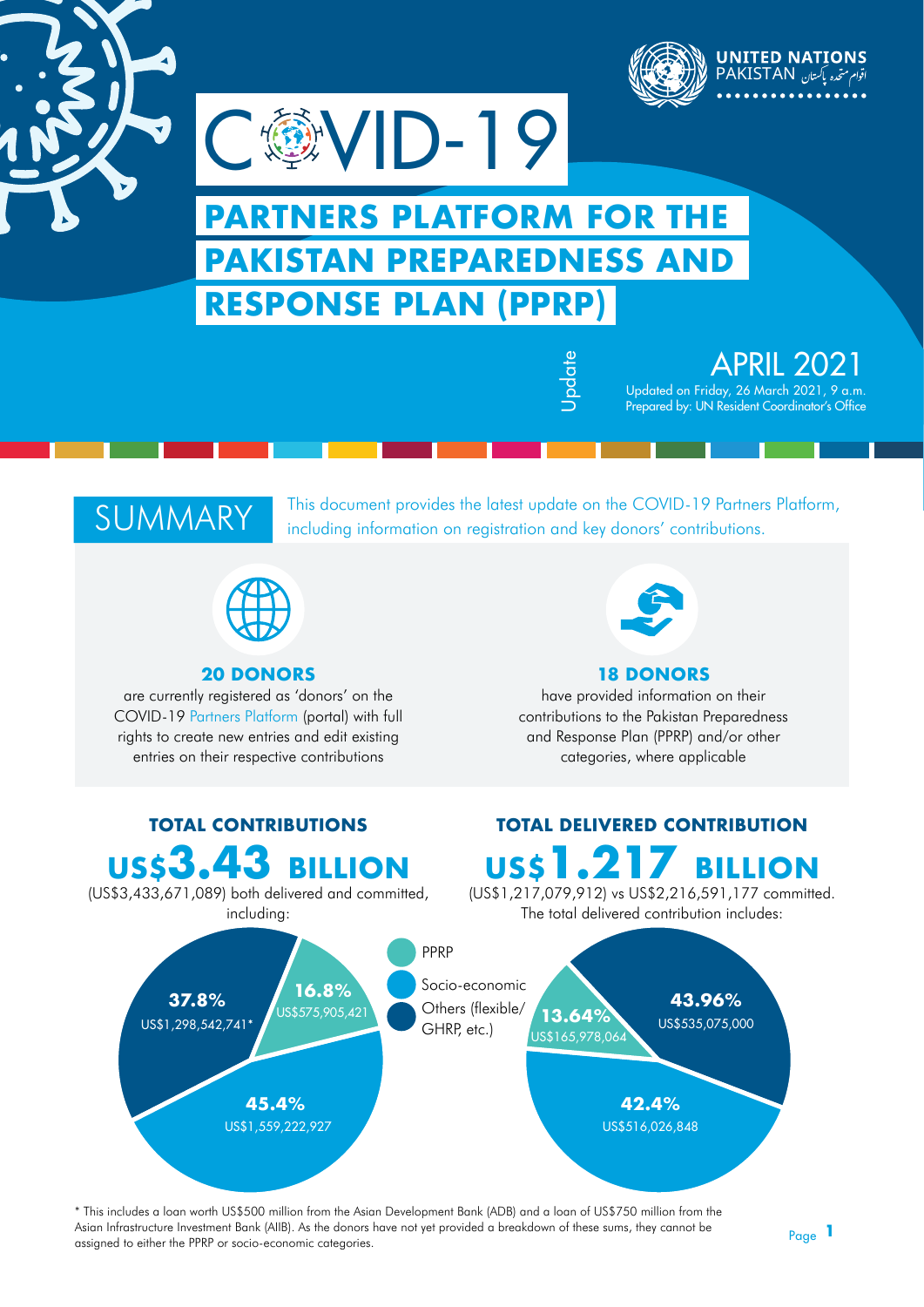UNITED NATIONS
PAKISTAN اقوام متحدہ پاکستان

# COVID-19

## PARTNERS PLATFORM FOR THE PAKISTAN PREPAREDNESS AND RESPONSE PLAN (PPRP)

Update

**APRIL 2021**

Updated on Friday, 26 March 2021, 9 a.m.
Prepared by: UN Resident Coordinator's Office

## SUMMARY

This document provides the latest update on the COVID-19 Partners Platform, including information on registration and key donors' contributions.

**20 DONORS**

are currently registered as 'donors' on the COVID-19 Partners Platform (portal) with full rights to create new entries and edit existing entries on their respective contributions

**18 DONORS**

have provided information on their contributions to the Pakistan Preparedness and Response Plan (PPRP) and/or other categories, where applicable

### TOTAL CONTRIBUTIONS

**US$3.43 BILLION**

(US$3,433,671,089) both delivered and committed, including:

- PPRP: **16.8%** US$575,905,421
- Socio-economic: **45.4%** US$1,559,222,927
- Others (flexible/ GHRP, etc.): **37.8%** US$1,298,542,741*

### TOTAL DELIVERED CONTRIBUTION

**US$1.217 BILLION**

(US$1,217,079,912) vs US$2,216,591,177 committed. The total delivered contribution includes:

- PPRP: **13.64%** US$165,978,064
- Socio-economic: **42.4%** US$516,026,848
- Others (flexible/ GHRP, etc.): **43.96%** US$535,075,000

\* This includes a loan worth US$500 million from the Asian Development Bank (ADB) and a loan of US$750 million from the Asian Infrastructure Investment Bank (AIIB). As the donors have not yet provided a breakdown of these sums, they cannot be assigned to either the PPRP or socio-economic categories.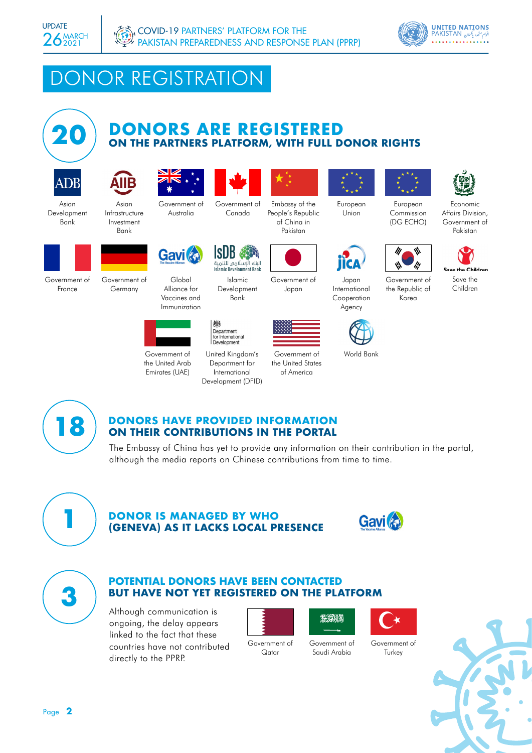# DONOR REGISTRATION

## 20 DONORS ARE REGISTERED ON THE PARTNERS PLATFORM, WITH FULL DONOR RIGHTS

- Asian Development Bank
- Asian Infrastructure Investment Bank
- Government of Australia
- Government of Canada
- Embassy of the People's Republic of China in Pakistan
- European Union
- European Commission (DG ECHO)
- Economic Affairs Division, Government of Pakistan
- Government of France
- Government of Germany
- Global Alliance for Vaccines and Immunization
- Islamic Development Bank
- Government of Japan
- Japan International Cooperation Agency
- Government of the Republic of Korea
- Save the Children
- Government of the United Arab Emirates (UAE)
- United Kingdom's Department for International Development (DFID)
- Government of the United States of America
- World Bank

## 18 DONORS HAVE PROVIDED INFORMATION ON THEIR CONTRIBUTIONS IN THE PORTAL

The Embassy of China has yet to provide any information on their contribution in the portal, although the media reports on Chinese contributions from time to time.

## 1 DONOR IS MANAGED BY WHO (GENEVA) AS IT LACKS LOCAL PRESENCE

Gavi The Vaccine Alliance

## 3 POTENTIAL DONORS HAVE BEEN CONTACTED BUT HAVE NOT YET REGISTERED ON THE PLATFORM

Although communication is ongoing, the delay appears linked to the fact that these countries have not contributed directly to the PPRP.

- Government of Qatar
- Government of Saudi Arabia
- Government of Turkey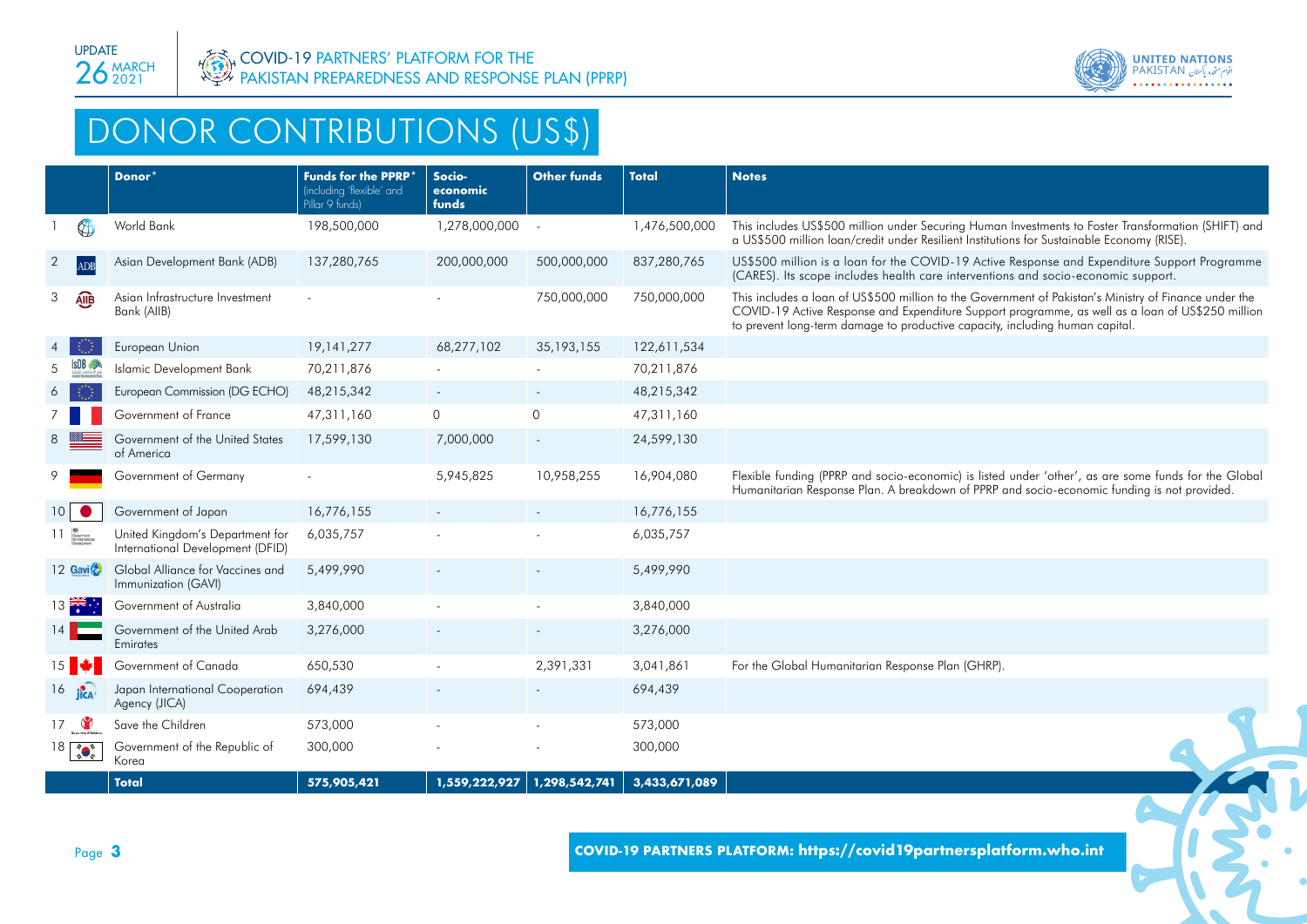# DONOR CONTRIBUTIONS (US$)

| | Donor* | Funds for the PPRP* (including 'flexible' and Pillar 9 funds) | Socio-economic funds | Other funds | Total | Notes |
|---|---|---|---|---|---|---|
| 1 | World Bank | 198,500,000 | 1,278,000,000 | - | 1,476,500,000 | This includes US$500 million under Securing Human Investments to Foster Transformation (SHIFT) and a US$500 million loan/credit under Resilient Institutions for Sustainable Economy (RISE). |
| 2 | Asian Development Bank (ADB) | 137,280,765 | 200,000,000 | 500,000,000 | 837,280,765 | US$500 million is a loan for the COVID-19 Active Response and Expenditure Support Programme (CARES). Its scope includes health care interventions and socio-economic support. |
| 3 | Asian Infrastructure Investment Bank (AIIB) | - | - | 750,000,000 | 750,000,000 | This includes a loan of US$500 million to the Government of Pakistan's Ministry of Finance under the COVID-19 Active Response and Expenditure Support programme, as well as a loan of US$250 million to prevent long-term damage to productive capacity, including human capital. |
| 4 | European Union | 19,141,277 | 68,277,102 | 35,193,155 | 122,611,534 | |
| 5 | Islamic Development Bank | 70,211,876 | - | - | 70,211,876 | |
| 6 | European Commission (DG ECHO) | 48,215,342 | - | - | 48,215,342 | |
| 7 | Government of France | 47,311,160 | 0 | 0 | 47,311,160 | |
| 8 | Government of the United States of America | 17,599,130 | 7,000,000 | - | 24,599,130 | |
| 9 | Government of Germany | - | 5,945,825 | 10,958,255 | 16,904,080 | Flexible funding (PPRP and socio-economic) is listed under 'other', as are some funds for the Global Humanitarian Response Plan. A breakdown of PPRP and socio-economic funding is not provided. |
| 10 | Government of Japan | 16,776,155 | - | - | 16,776,155 | |
| 11 | United Kingdom's Department for International Development (DFID) | 6,035,757 | - | - | 6,035,757 | |
| 12 | Global Alliance for Vaccines and Immunization (GAVI) | 5,499,990 | - | - | 5,499,990 | |
| 13 | Government of Australia | 3,840,000 | - | - | 3,840,000 | |
| 14 | Government of the United Arab Emirates | 3,276,000 | - | - | 3,276,000 | |
| 15 | Government of Canada | 650,530 | - | 2,391,331 | 3,041,861 | For the Global Humanitarian Response Plan (GHRP). |
| 16 | Japan International Cooperation Agency (JICA) | 694,439 | - | - | 694,439 | |
| 17 | Save the Children | 573,000 | - | - | 573,000 | |
| 18 | Government of the Republic of Korea | 300,000 | - | - | 300,000 | |
| | **Total** | **575,905,421** | **1,559,222,927** | **1,298,542,741** | **3,433,671,089** | |

**COVID-19 PARTNERS PLATFORM: https://covid19partnersplatform.who.int**